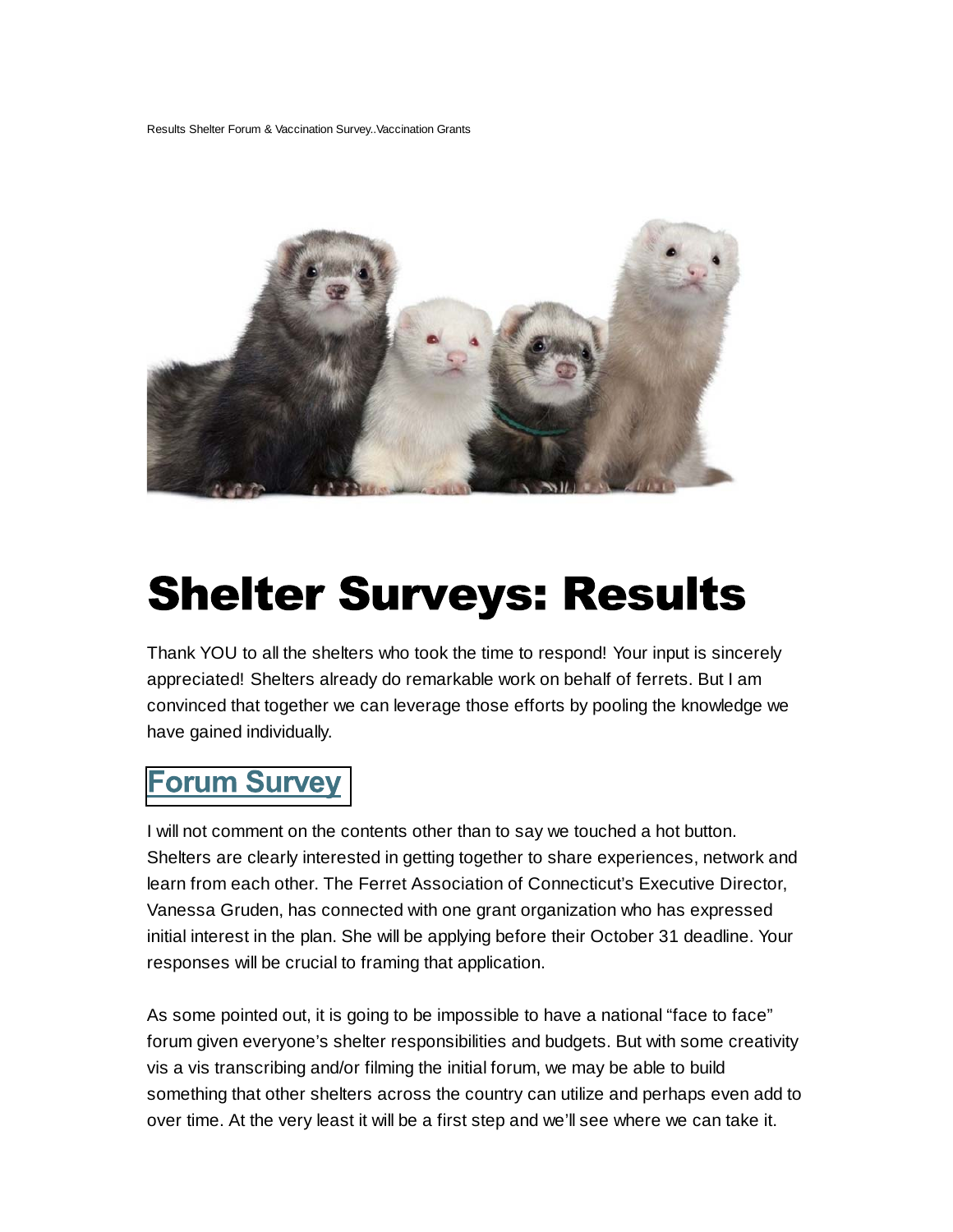Results Shelter Forum & Vaccination Survey..Vaccination Grants

# Shelter Surveys: Results

Thank YOU to all the shelters who took the time to respond! Your input is sincerely appreciated! Shelters already do remarkable work on behalf of ferrets. But I am convinced that together we can leverage those efforts by pooling the knowledge we have gained individually.

## Forum Survey

I will not comment on the contents other than to say we touched a hot button. Shelters are clearly interested in getting together to share experiences, network and learn from each other. The Ferret Association of Connecticut's Executive Director, Vanessa Gruden, has connected with one grant organization who has expressed initial interest in the plan. She will be applying before their October 31 deadline. Your responses will be crucial to framing that application.

As some pointed out, it is going to be impossible to have a national "face to face" forum given everyone's shelter responsibilities and budgets. But with some creativity vis a vis transcribing and/or filming the initial forum, we may be able to build something that other shelters across the country can utilize and perhaps even add to over time. At the very least it will be a first step and we'll see where we can take it.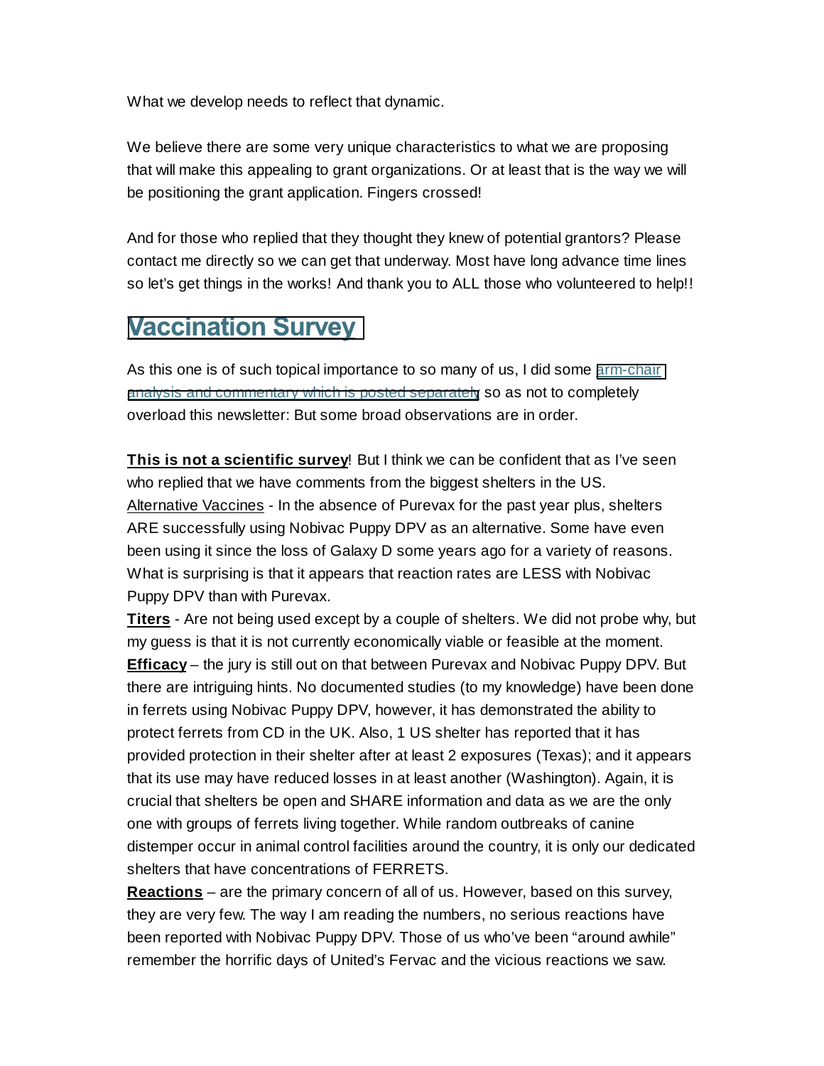What we develop needs to reflect that dynamic.

We believe there are some very unique characteristics to what we are proposing that will make this appealing to grant organizations. Or at least that is the way we will be positioning the grant application. Fingers crossed!

And for those who replied that they thought they knew of potential grantors? Please contact me directly so we can get that underway. Most have long advance time lines so let's get things in the works! And thank you to ALL those who volunteered to help!!

## Vaccination Survey

As this one is of such topical importance to so many of us, I did some arm-chair analysis and commentary which is posted separately so as not to completely overload this newsletter: But some broad observations are in order.

**This is not a scientific survey**! But I think we can be confident that as I've seen who replied that we have comments from the biggest shelters in the US.
Alternative Vaccines - In the absence of Purevax for the past year plus, shelters ARE successfully using Nobivac Puppy DPV as an alternative. Some have even been using it since the loss of Galaxy D some years ago for a variety of reasons. What is surprising is that it appears that reaction rates are LESS with Nobivac Puppy DPV than with Purevax.
**Titers** - Are not being used except by a couple of shelters. We did not probe why, but my guess is that it is not currently economically viable or feasible at the moment.
**Efficacy** – the jury is still out on that between Purevax and Nobivac Puppy DPV. But there are intriguing hints. No documented studies (to my knowledge) have been done in ferrets using Nobivac Puppy DPV, however, it has demonstrated the ability to protect ferrets from CD in the UK. Also, 1 US shelter has reported that it has provided protection in their shelter after at least 2 exposures (Texas); and it appears that its use may have reduced losses in at least another (Washington). Again, it is crucial that shelters be open and SHARE information and data as we are the only one with groups of ferrets living together. While random outbreaks of canine distemper occur in animal control facilities around the country, it is only our dedicated shelters that have concentrations of FERRETS.
**Reactions** – are the primary concern of all of us. However, based on this survey, they are very few. The way I am reading the numbers, no serious reactions have been reported with Nobivac Puppy DPV. Those of us who've been "around awhile" remember the horrific days of United's Fervac and the vicious reactions we saw.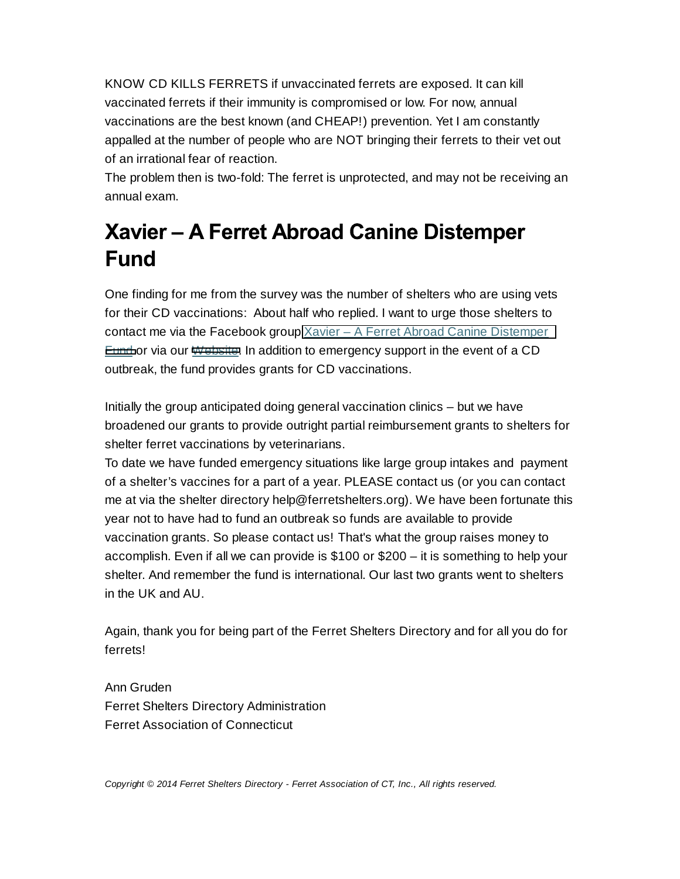KNOW CD KILLS FERRETS if unvaccinated ferrets are exposed. It can kill vaccinated ferrets if their immunity is compromised or low. For now, annual vaccinations are the best known (and CHEAP!) prevention. Yet I am constantly appalled at the number of people who are NOT bringing their ferrets to their vet out of an irrational fear of reaction.
The problem then is two-fold: The ferret is unprotected, and may not be receiving an annual exam.

## Xavier – A Ferret Abroad Canine Distemper Fund

One finding for me from the survey was the number of shelters who are using vets for their CD vaccinations: About half who replied. I want to urge those shelters to contact me via the Facebook group Xavier – A Ferret Abroad Canine Distemper Fund or via our Website. In addition to emergency support in the event of a CD outbreak, the fund provides grants for CD vaccinations.

Initially the group anticipated doing general vaccination clinics – but we have broadened our grants to provide outright partial reimbursement grants to shelters for shelter ferret vaccinations by veterinarians.
To date we have funded emergency situations like large group intakes and payment of a shelter's vaccines for a part of a year. PLEASE contact us (or you can contact me at via the shelter directory help@ferretshelters.org). We have been fortunate this year not to have had to fund an outbreak so funds are available to provide vaccination grants. So please contact us! That's what the group raises money to accomplish. Even if all we can provide is $100 or $200 – it is something to help your shelter. And remember the fund is international. Our last two grants went to shelters in the UK and AU.

Again, thank you for being part of the Ferret Shelters Directory and for all you do for ferrets!

Ann Gruden
Ferret Shelters Directory Administration
Ferret Association of Connecticut

*Copyright © 2014 Ferret Shelters Directory - Ferret Association of CT, Inc., All rights reserved.*